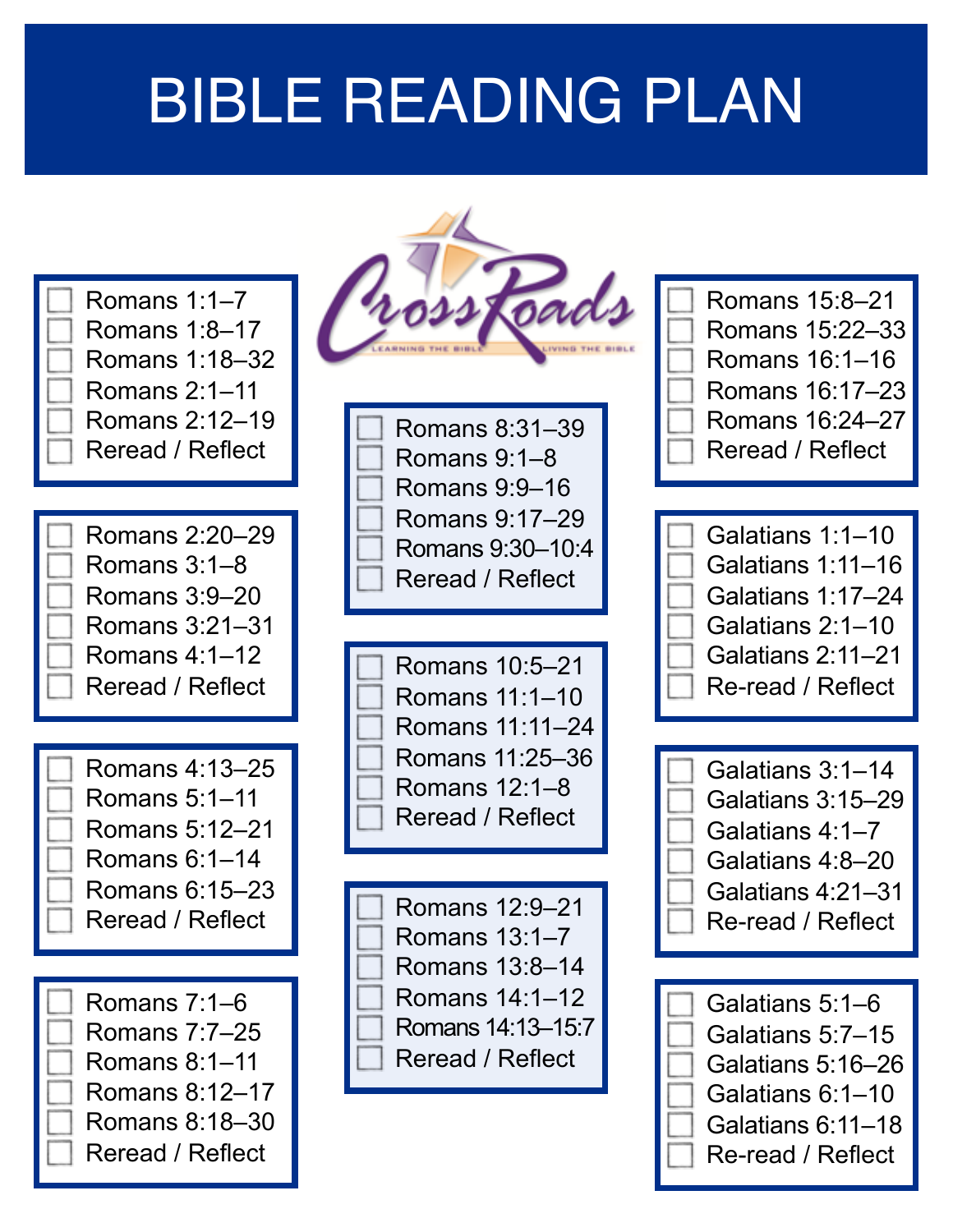# BIBLE READING PLAN

CrossRoads
LEARNING THE BIBLE LIVING THE BIBLE

- [ ] Romans 1:1–7
- [ ] Romans 1:8–17
- [ ] Romans 1:18–32
- [ ] Romans 2:1–11
- [ ] Romans 2:12–19
- [ ] Reread / Reflect

- [ ] Romans 2:20–29
- [ ] Romans 3:1–8
- [ ] Romans 3:9–20
- [ ] Romans 3:21–31
- [ ] Romans 4:1–12
- [ ] Reread / Reflect

- [ ] Romans 4:13–25
- [ ] Romans 5:1–11
- [ ] Romans 5:12–21
- [ ] Romans 6:1–14
- [ ] Romans 6:15–23
- [ ] Reread / Reflect

- [ ] Romans 7:1–6
- [ ] Romans 7:7–25
- [ ] Romans 8:1–11
- [ ] Romans 8:12–17
- [ ] Romans 8:18–30
- [ ] Reread / Reflect

- [ ] Romans 8:31–39
- [ ] Romans 9:1–8
- [ ] Romans 9:9–16
- [ ] Romans 9:17–29
- [ ] Romans 9:30–10:4
- [ ] Reread / Reflect

- [ ] Romans 10:5–21
- [ ] Romans 11:1–10
- [ ] Romans 11:11–24
- [ ] Romans 11:25–36
- [ ] Romans 12:1–8
- [ ] Reread / Reflect

- [ ] Romans 12:9–21
- [ ] Romans 13:1–7
- [ ] Romans 13:8–14
- [ ] Romans 14:1–12
- [ ] Romans 14:13–15:7
- [ ] Reread / Reflect

- [ ] Romans 15:8–21
- [ ] Romans 15:22–33
- [ ] Romans 16:1–16
- [ ] Romans 16:17–23
- [ ] Romans 16:24–27
- [ ] Reread / Reflect

- [ ] Galatians 1:1–10
- [ ] Galatians 1:11–16
- [ ] Galatians 1:17–24
- [ ] Galatians 2:1–10
- [ ] Galatians 2:11–21
- [ ] Re-read / Reflect

- [ ] Galatians 3:1–14
- [ ] Galatians 3:15–29
- [ ] Galatians 4:1–7
- [ ] Galatians 4:8–20
- [ ] Galatians 4:21–31
- [ ] Re-read / Reflect

- [ ] Galatians 5:1–6
- [ ] Galatians 5:7–15
- [ ] Galatians 5:16–26
- [ ] Galatians 6:1–10
- [ ] Galatians 6:11–18
- [ ] Re-read / Reflect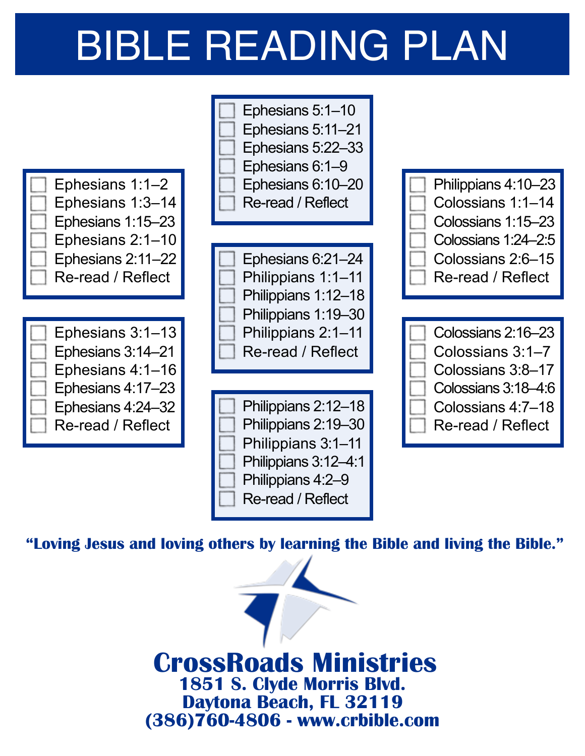# BIBLE READING PLAN

- [ ] Ephesians 1:1–2
- [ ] Ephesians 1:3–14
- [ ] Ephesians 1:15–23
- [ ] Ephesians 2:1–10
- [ ] Ephesians 2:11–22
- [ ] Re-read / Reflect

- [ ] Ephesians 3:1–13
- [ ] Ephesians 3:14–21
- [ ] Ephesians 4:1–16
- [ ] Ephesians 4:17–23
- [ ] Ephesians 4:24–32
- [ ] Re-read / Reflect

- [ ] Ephesians 5:1–10
- [ ] Ephesians 5:11–21
- [ ] Ephesians 5:22–33
- [ ] Ephesians 6:1–9
- [ ] Ephesians 6:10–20
- [ ] Re-read / Reflect

- [ ] Ephesians 6:21–24
- [ ] Philippians 1:1–11
- [ ] Philippians 1:12–18
- [ ] Philippians 1:19–30
- [ ] Philippians 2:1–11
- [ ] Re-read / Reflect

- [ ] Philippians 2:12–18
- [ ] Philippians 2:19–30
- [ ] Philippians 3:1–11
- [ ] Philippians 3:12–4:1
- [ ] Philippians 4:2–9
- [ ] Re-read / Reflect

- [ ] Philippians 4:10–23
- [ ] Colossians 1:1–14
- [ ] Colossians 1:15–23
- [ ] Colossians 1:24–2:5
- [ ] Colossians 2:6–15
- [ ] Re-read / Reflect

- [ ] Colossians 2:16–23
- [ ] Colossians 3:1–7
- [ ] Colossians 3:8–17
- [ ] Colossians 3:18–4:6
- [ ] Colossians 4:7–18
- [ ] Re-read / Reflect

**"Loving Jesus and loving others by learning the Bible and living the Bible."**

**CrossRoads Ministries**
**1851 S. Clyde Morris Blvd.**
**Daytona Beach, FL 32119**
**(386)760-4806 - www.crbible.com**